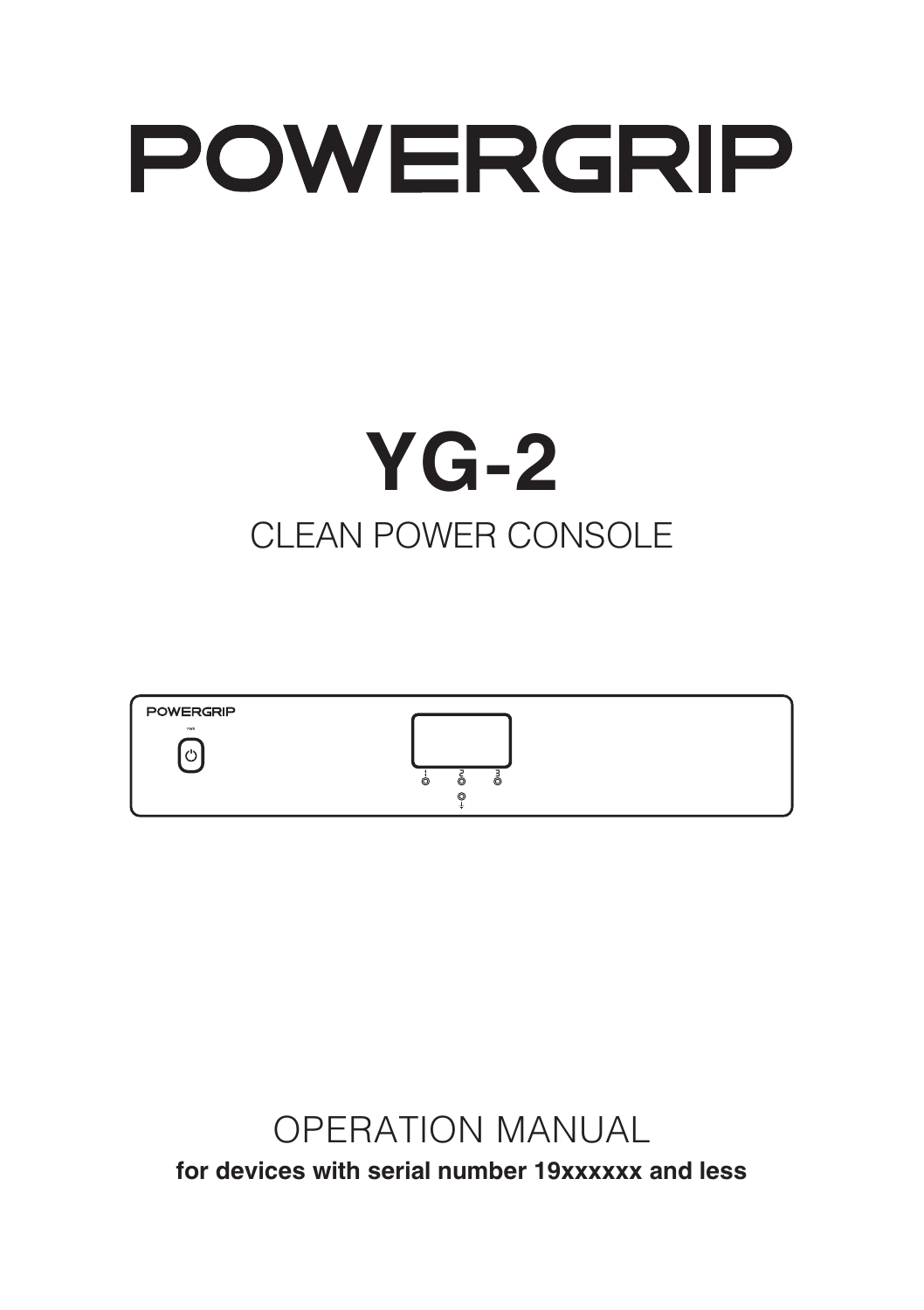# POWERGRIP

# YG-2

## CLEAN POWER CONSOLE

## OPERATION MANUAL

**for devices with serial number 19xxxxxx and less**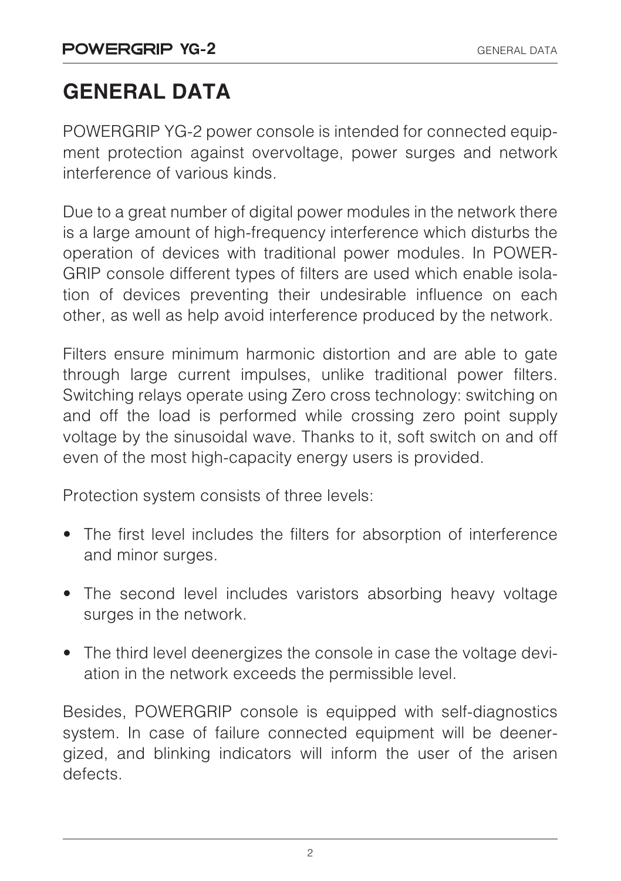# GENERAL DATA

POWERGRIP YG-2 power console is intended for connected equipment protection against overvoltage, power surges and network interference of various kinds.

Due to a great number of digital power modules in the network there is a large amount of high-frequency interference which disturbs the operation of devices with traditional power modules. In POWERGRIP console different types of filters are used which enable isolation of devices preventing their undesirable influence on each other, as well as help avoid interference produced by the network.

Filters ensure minimum harmonic distortion and are able to gate through large current impulses, unlike traditional power filters. Switching relays operate using Zero cross technology: switching on and off the load is performed while crossing zero point supply voltage by the sinusoidal wave. Thanks to it, soft switch on and off even of the most high-capacity energy users is provided.

Protection system consists of three levels:

- The first level includes the filters for absorption of interference and minor surges.
- The second level includes varistors absorbing heavy voltage surges in the network.
- The third level deenergizes the console in case the voltage deviation in the network exceeds the permissible level.

Besides, POWERGRIP console is equipped with self-diagnostics system. In case of failure connected equipment will be deenergized, and blinking indicators will inform the user of the arisen defects.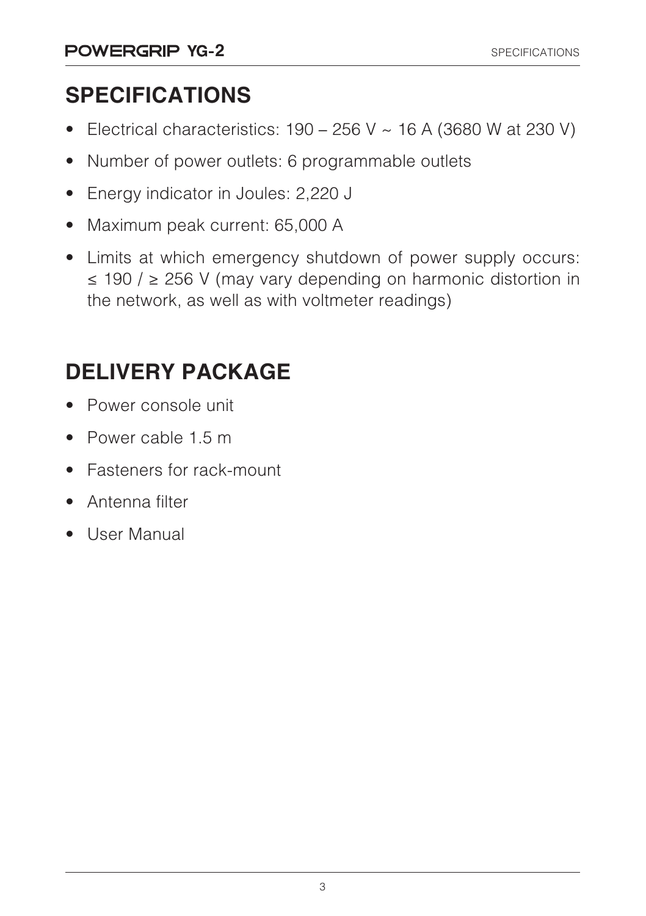## SPECIFICATIONS

- Electrical characteristics: 190 – 256 V ~ 16 A (3680 W at 230 V)
- Number of power outlets: 6 programmable outlets
- Energy indicator in Joules: 2,220 J
- Maximum peak current: 65,000 A
- Limits at which emergency shutdown of power supply occurs: ≤ 190 / ≥ 256 V (may vary depending on harmonic distortion in the network, as well as with voltmeter readings)

## DELIVERY PACKAGE

- Power console unit
- Power cable 1.5 m
- Fasteners for rack-mount
- Antenna filter
- User Manual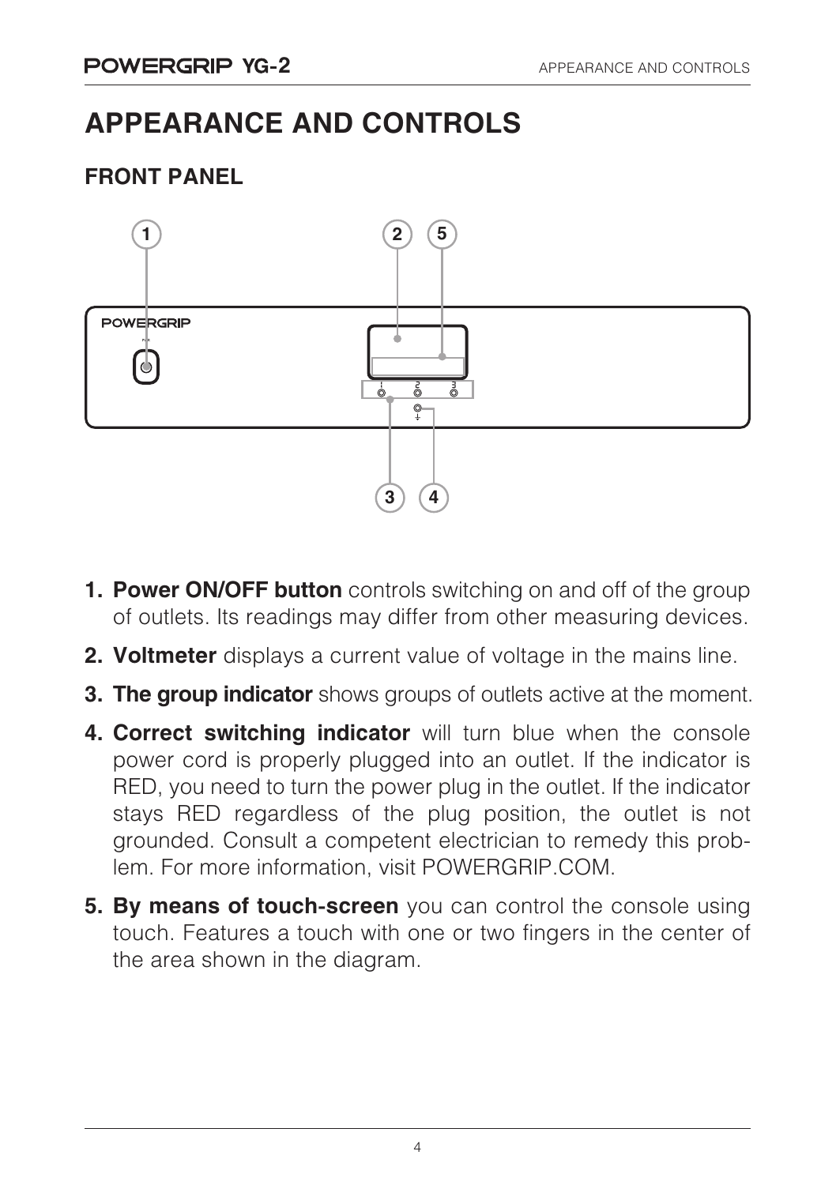# APPEARANCE AND CONTROLS

## FRONT PANEL

1. **Power ON/OFF button** controls switching on and off of the group of outlets. Its readings may differ from other measuring devices.
2. **Voltmeter** displays a current value of voltage in the mains line.
3. **The group indicator** shows groups of outlets active at the moment.
4. **Correct switching indicator** will turn blue when the console power cord is properly plugged into an outlet. If the indicator is RED, you need to turn the power plug in the outlet. If the indicator stays RED regardless of the plug position, the outlet is not grounded. Consult a competent electrician to remedy this problem. For more information, visit POWERGRIP.COM.
5. **By means of touch-screen** you can control the console using touch. Features a touch with one or two fingers in the center of the area shown in the diagram.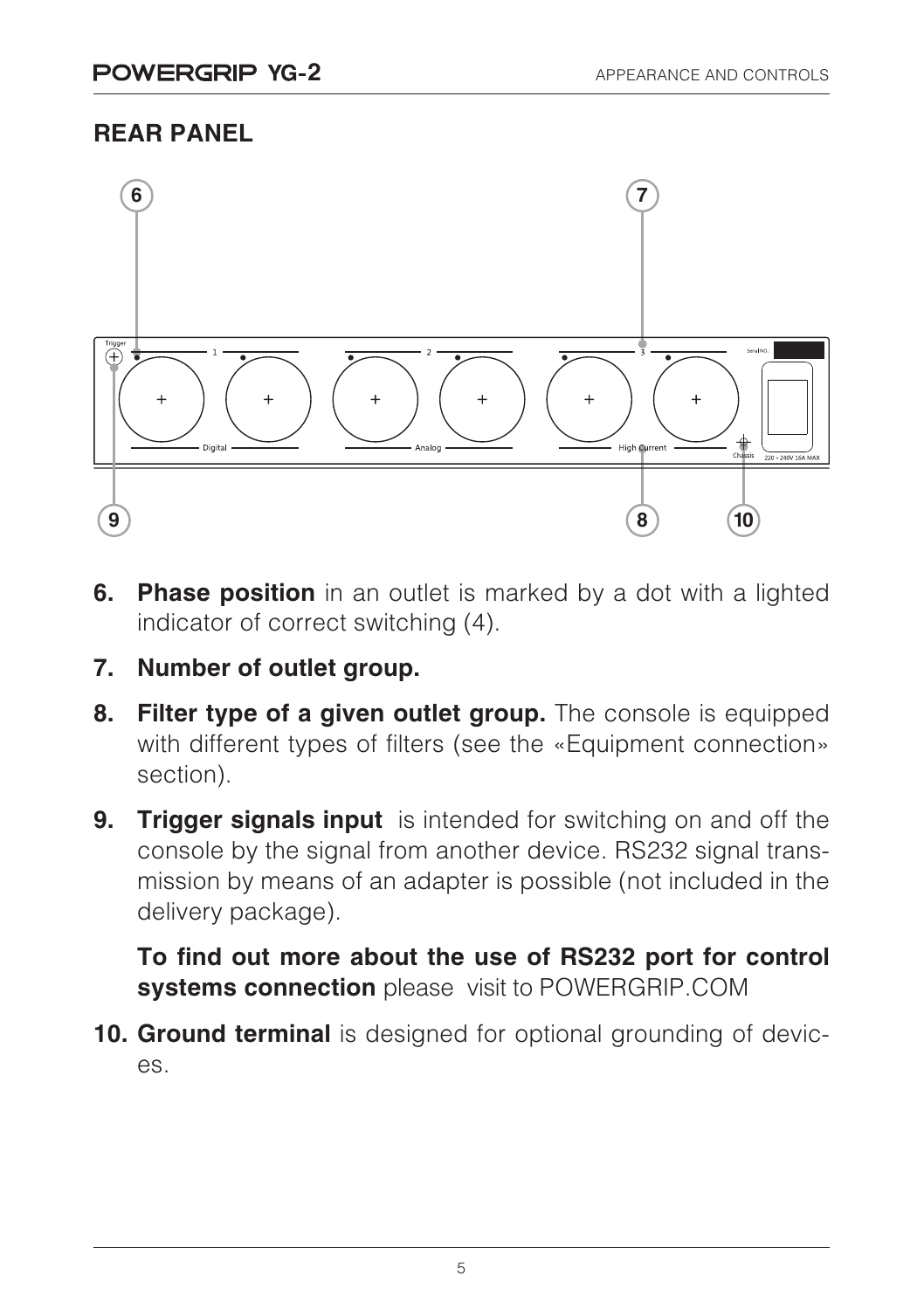## REAR PANEL

6. **Phase position** in an outlet is marked by a dot with a lighted indicator of correct switching (4).

7. **Number of outlet group.**

8. **Filter type of a given outlet group.** The console is equipped with different types of filters (see the «Equipment connection» section).

9. **Trigger signals input** is intended for switching on and off the console by the signal from another device. RS232 signal transmission by means of an adapter is possible (not included in the delivery package).

   **To find out more about the use of RS232 port for control systems connection** please visit to POWERGRIP.COM

10. **Ground terminal** is designed for optional grounding of devices.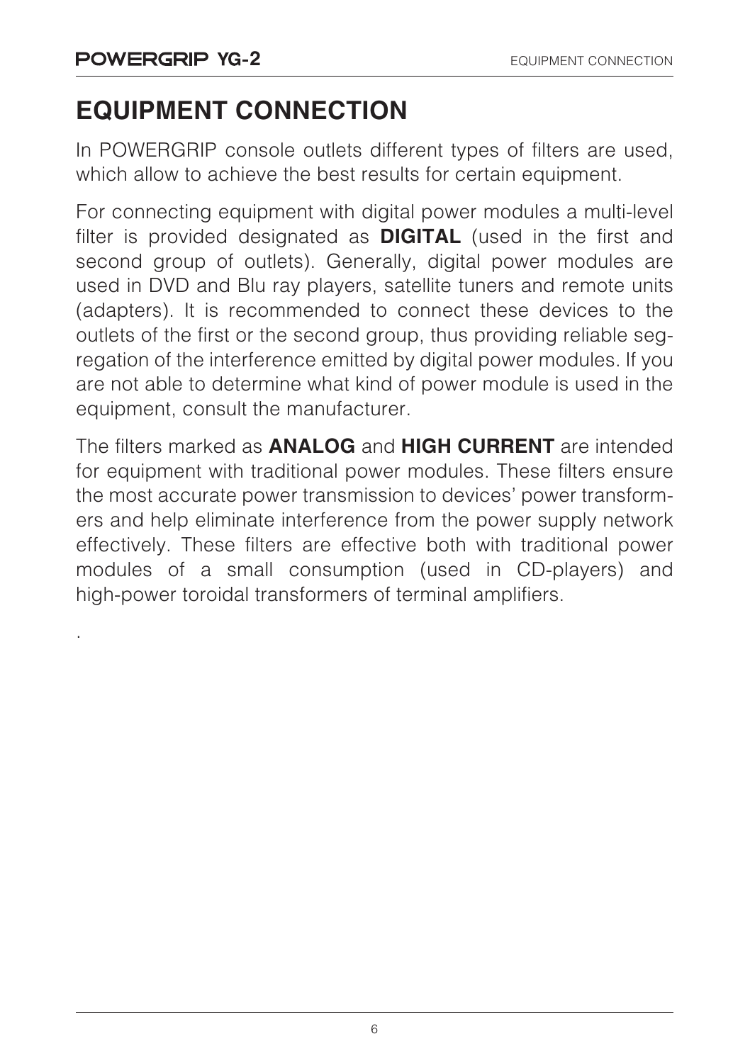# EQUIPMENT CONNECTION

In POWERGRIP console outlets different types of filters are used, which allow to achieve the best results for certain equipment.

For connecting equipment with digital power modules a multi-level filter is provided designated as **DIGITAL** (used in the first and second group of outlets). Generally, digital power modules are used in DVD and Blu ray players, satellite tuners and remote units (adapters). It is recommended to connect these devices to the outlets of the first or the second group, thus providing reliable segregation of the interference emitted by digital power modules. If you are not able to determine what kind of power module is used in the equipment, consult the manufacturer.

The filters marked as **ANALOG** and **HIGH CURRENT** are intended for equipment with traditional power modules. These filters ensure the most accurate power transmission to devices' power transformers and help eliminate interference from the power supply network effectively. These filters are effective both with traditional power modules of a small consumption (used in CD-players) and high-power toroidal transformers of terminal amplifiers.

.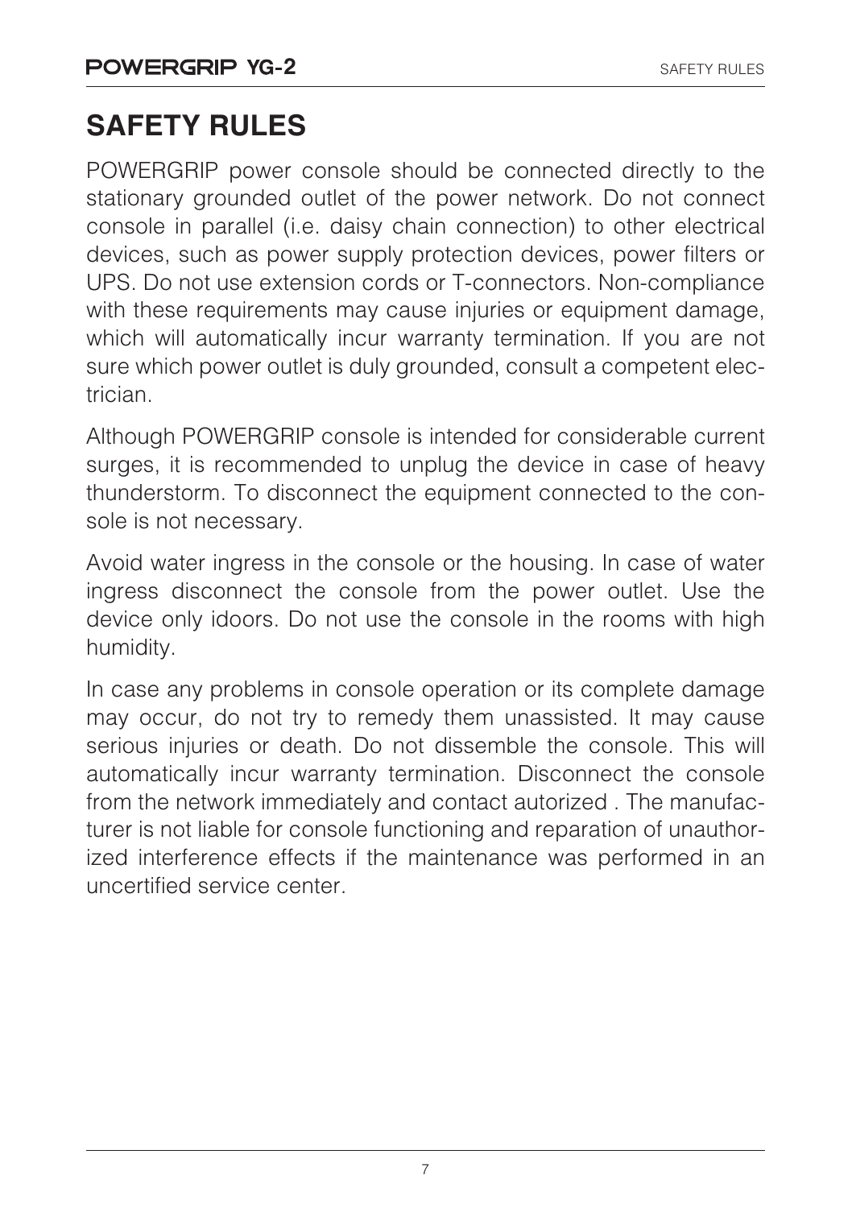# SAFETY RULES

POWERGRIP power console should be connected directly to the stationary grounded outlet of the power network. Do not connect console in parallel (i.e. daisy chain connection) to other electrical devices, such as power supply protection devices, power filters or UPS. Do not use extension cords or T-connectors. Non-compliance with these requirements may cause injuries or equipment damage, which will automatically incur warranty termination. If you are not sure which power outlet is duly grounded, consult a competent electrician.

Although POWERGRIP console is intended for considerable current surges, it is recommended to unplug the device in case of heavy thunderstorm. To disconnect the equipment connected to the console is not necessary.

Avoid water ingress in the console or the housing. In case of water ingress disconnect the console from the power outlet. Use the device only idoors. Do not use the console in the rooms with high humidity.

In case any problems in console operation or its complete damage may occur, do not try to remedy them unassisted. It may cause serious injuries or death. Do not dissemble the console. This will automatically incur warranty termination. Disconnect the console from the network immediately and contact autorized . The manufacturer is not liable for console functioning and reparation of unauthorized interference effects if the maintenance was performed in an uncertified service center.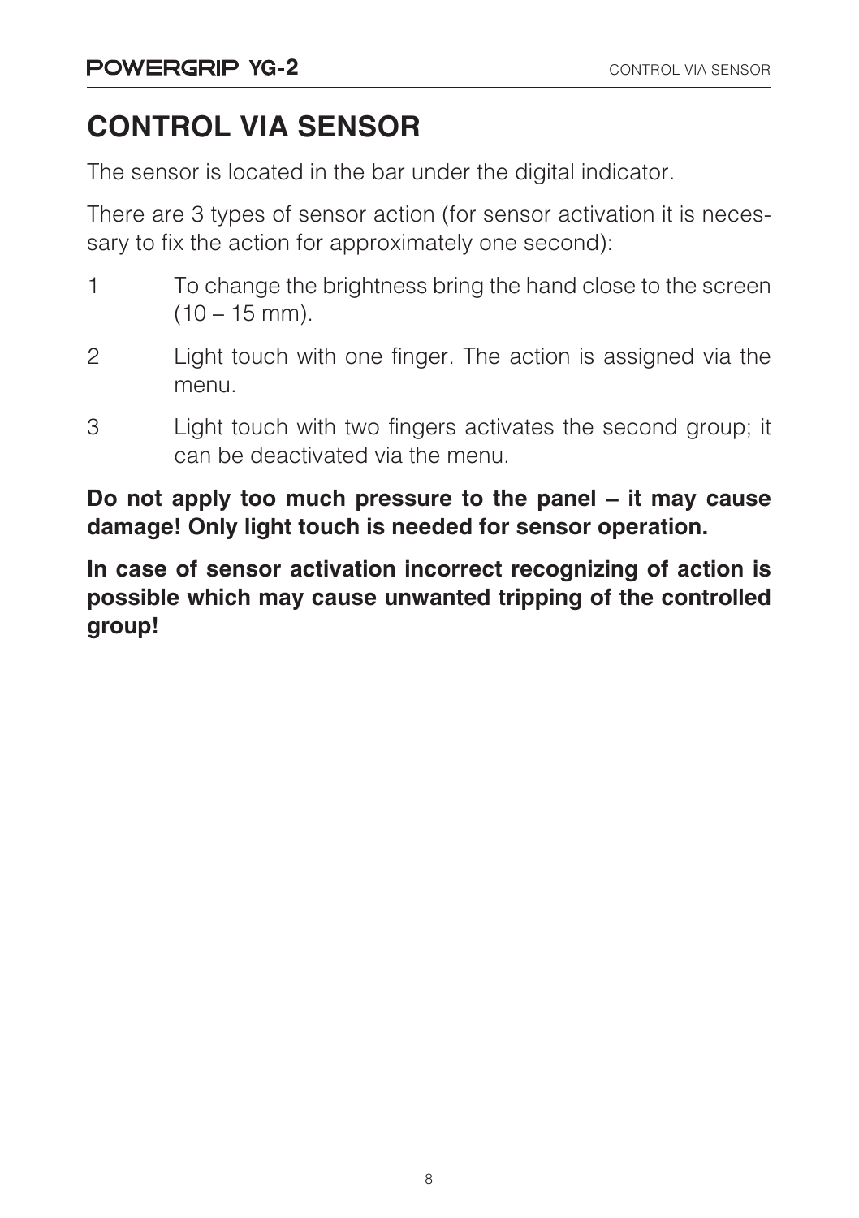# CONTROL VIA SENSOR

The sensor is located in the bar under the digital indicator.

There are 3 types of sensor action (for sensor activation it is necessary to fix the action for approximately one second):

1. To change the brightness bring the hand close to the screen (10 – 15 mm).
2. Light touch with one finger. The action is assigned via the menu.
3. Light touch with two fingers activates the second group; it can be deactivated via the menu.

**Do not apply too much pressure to the panel – it may cause damage! Only light touch is needed for sensor operation.**

**In case of sensor activation incorrect recognizing of action is possible which may cause unwanted tripping of the controlled group!**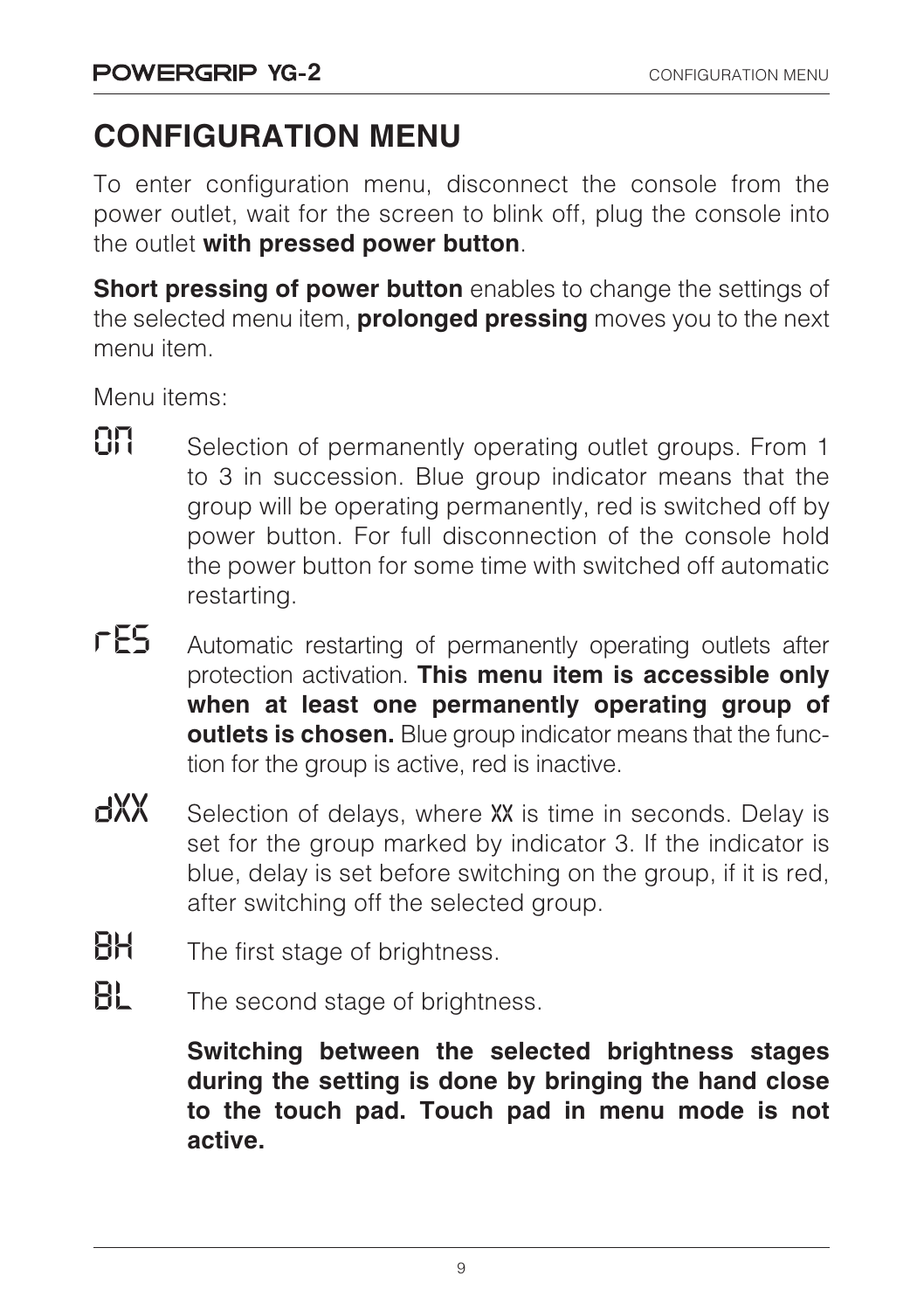# CONFIGURATION MENU

To enter configuration menu, disconnect the console from the power outlet, wait for the screen to blink off, plug the console into the outlet **with pressed power button**.

**Short pressing of power button** enables to change the settings of the selected menu item, **prolonged pressing** moves you to the next menu item.

Menu items:

- **On** Selection of permanently operating outlet groups. From 1 to 3 in succession. Blue group indicator means that the group will be operating permanently, red is switched off by power button. For full disconnection of the console hold the power button for some time with switched off automatic restarting.
- **rES** Automatic restarting of permanently operating outlets after protection activation. **This menu item is accessible only when at least one permanently operating group of outlets is chosen.** Blue group indicator means that the function for the group is active, red is inactive.
- **dXX** Selection of delays, where XX is time in seconds. Delay is set for the group marked by indicator 3. If the indicator is blue, delay is set before switching on the group, if it is red, after switching off the selected group.
- **BH** The first stage of brightness.
- **BL** The second stage of brightness.

**Switching between the selected brightness stages during the setting is done by bringing the hand close to the touch pad. Touch pad in menu mode is not active.**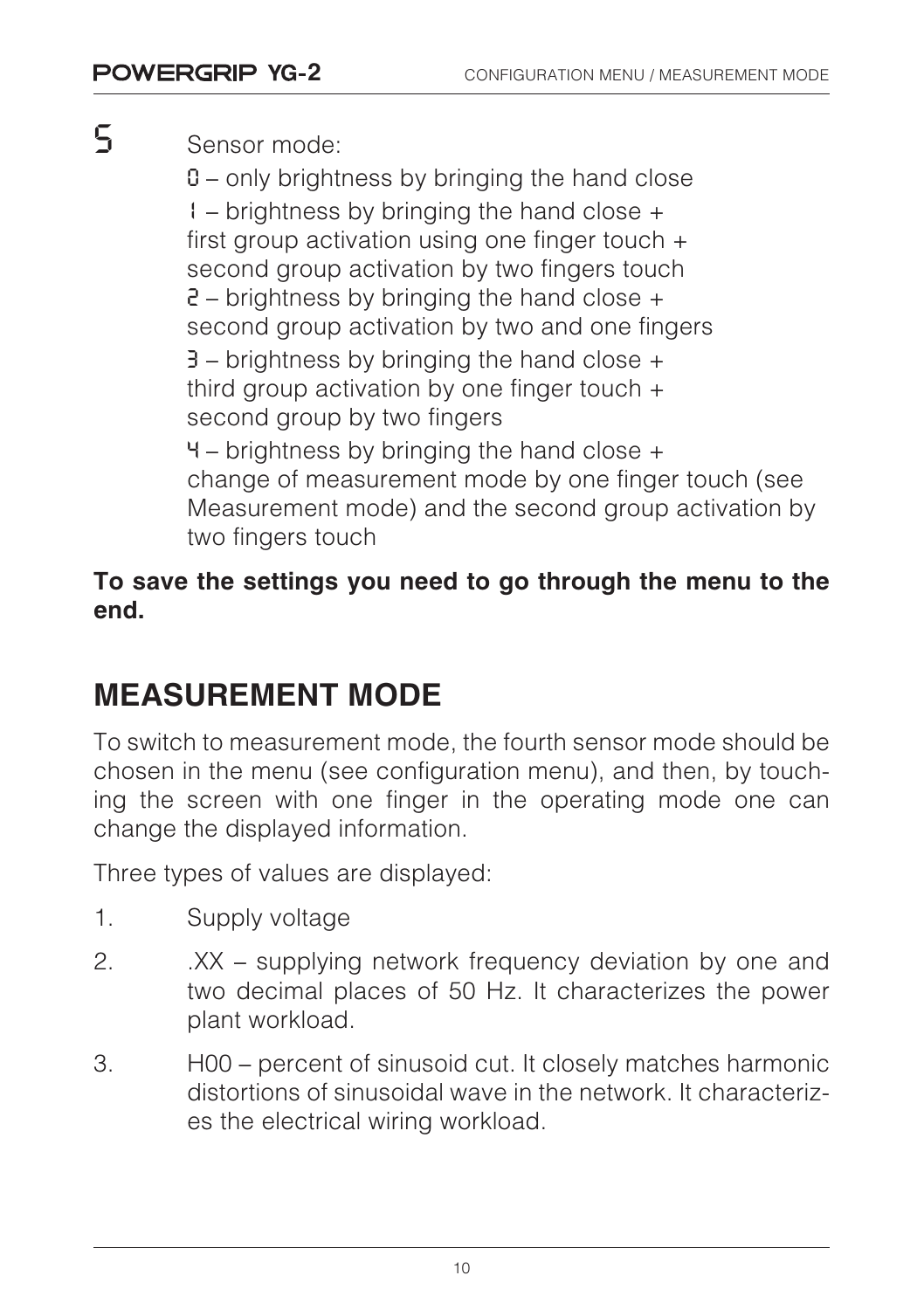5 Sensor mode:

0 – only brightness by bringing the hand close

1 – brightness by bringing the hand close + first group activation using one finger touch + second group activation by two fingers touch

2 – brightness by bringing the hand close + second group activation by two and one fingers

3 – brightness by bringing the hand close + third group activation by one finger touch + second group by two fingers

4 – brightness by bringing the hand close + change of measurement mode by one finger touch (see Measurement mode) and the second group activation by two fingers touch

**To save the settings you need to go through the menu to the end.**

## MEASUREMENT MODE

To switch to measurement mode, the fourth sensor mode should be chosen in the menu (see configuration menu), and then, by touching the screen with one finger in the operating mode one can change the displayed information.

Three types of values are displayed:

1. Supply voltage
2. .XX – supplying network frequency deviation by one and two decimal places of 50 Hz. It characterizes the power plant workload.
3. H00 – percent of sinusoid cut. It closely matches harmonic distortions of sinusoidal wave in the network. It characterizes the electrical wiring workload.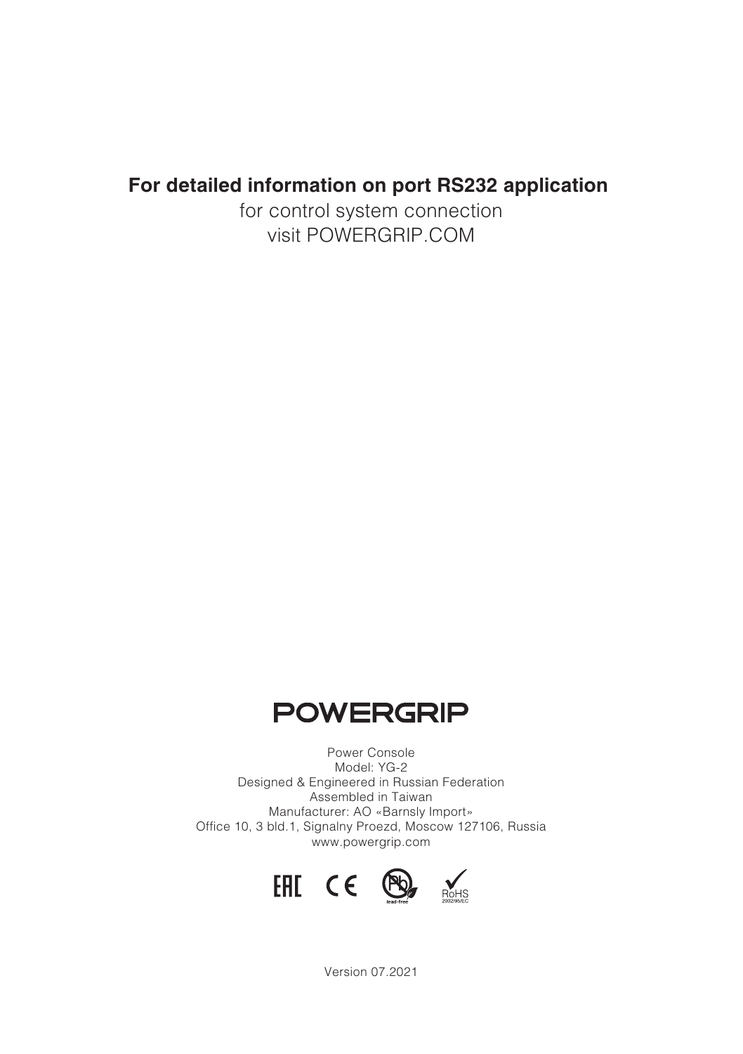**For detailed information on port RS232 application**

for control system connection
visit POWERGRIP.COM

**POWERGRIP**

Power Console
Model: YG-2
Designed & Engineered in Russian Federation
Assembled in Taiwan
Manufacturer: AO «Barnsly Import»
Office 10, 3 bld.1, Signalny Proezd, Moscow 127106, Russia
www.powergrip.com

EAC CE Pb lead-free RoHS 2002/95/EC

Version 07.2021